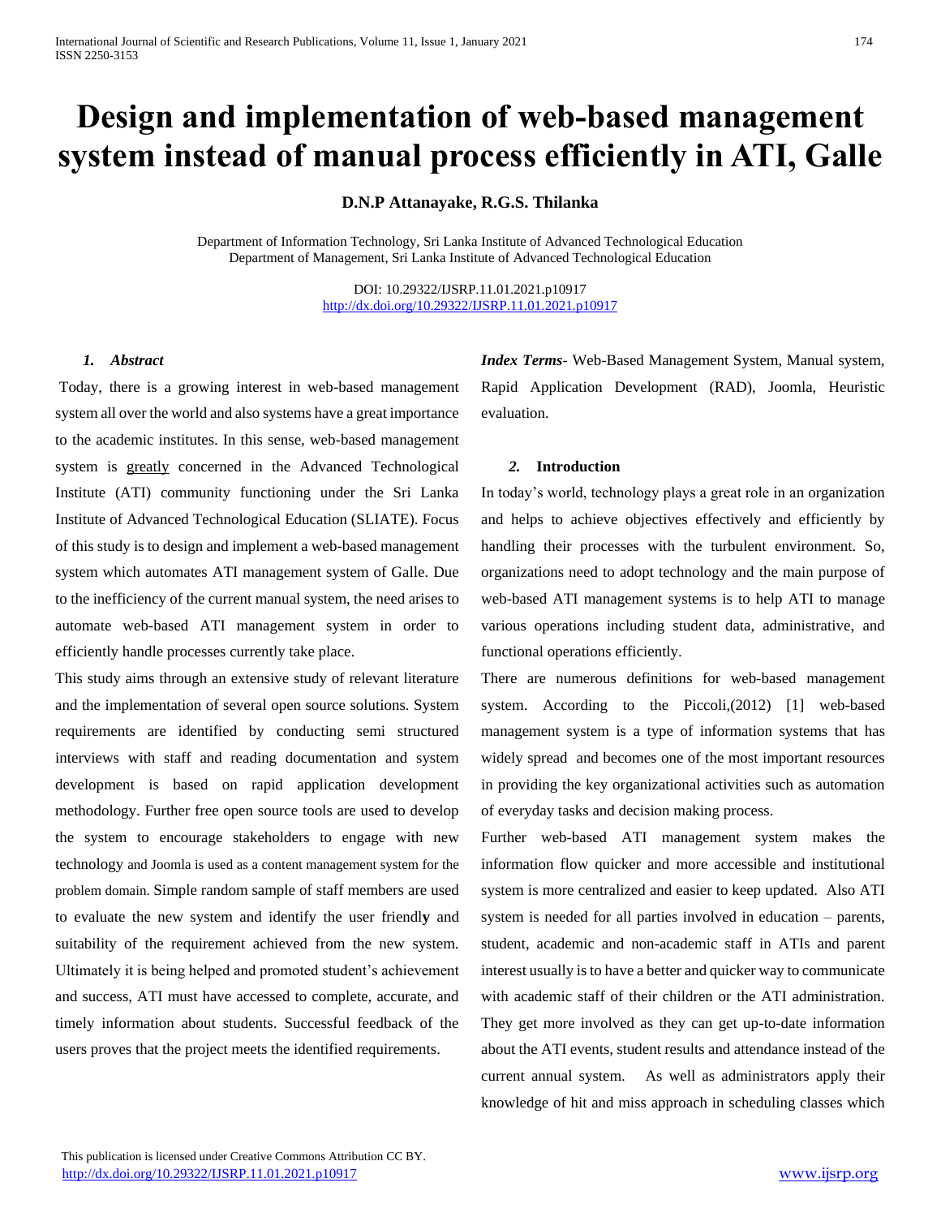# Design and implementation of web-based management system instead of manual process efficiently in ATI, Galle

**D.N.P Attanayake, R.G.S. Thilanka**

Department of Information Technology, Sri Lanka Institute of Advanced Technological Education
Department of Management, Sri Lanka Institute of Advanced Technological Education

DOI: 10.29322/IJSRP.11.01.2021.p10917
http://dx.doi.org/10.29322/IJSRP.11.01.2021.p10917

### *1. Abstract*

Today, there is a growing interest in web-based management system all over the world and also systems have a great importance to the academic institutes. In this sense, web-based management system is greatly concerned in the Advanced Technological Institute (ATI) community functioning under the Sri Lanka Institute of Advanced Technological Education (SLIATE). Focus of this study is to design and implement a web-based management system which automates ATI management system of Galle. Due to the inefficiency of the current manual system, the need arises to automate web-based ATI management system in order to efficiently handle processes currently take place.

This study aims through an extensive study of relevant literature and the implementation of several open source solutions. System requirements are identified by conducting semi structured interviews with staff and reading documentation and system development is based on rapid application development methodology. Further free open source tools are used to develop the system to encourage stakeholders to engage with new technology and Joomla is used as a content management system for the problem domain. Simple random sample of staff members are used to evaluate the new system and identify the user friendly and suitability of the requirement achieved from the new system. Ultimately it is being helped and promoted student's achievement and success, ATI must have accessed to complete, accurate, and timely information about students. Successful feedback of the users proves that the project meets the identified requirements.

***Index Terms***- Web-Based Management System, Manual system, Rapid Application Development (RAD), Joomla, Heuristic evaluation.

### *2.* Introduction

In today's world, technology plays a great role in an organization and helps to achieve objectives effectively and efficiently by handling their processes with the turbulent environment. So, organizations need to adopt technology and the main purpose of web-based ATI management systems is to help ATI to manage various operations including student data, administrative, and functional operations efficiently.

There are numerous definitions for web-based management system. According to the Piccoli,(2012) [1] web-based management system is a type of information systems that has widely spread and becomes one of the most important resources in providing the key organizational activities such as automation of everyday tasks and decision making process.

Further web-based ATI management system makes the information flow quicker and more accessible and institutional system is more centralized and easier to keep updated. Also ATI system is needed for all parties involved in education – parents, student, academic and non-academic staff in ATIs and parent interest usually is to have a better and quicker way to communicate with academic staff of their children or the ATI administration. They get more involved as they can get up-to-date information about the ATI events, student results and attendance instead of the current annual system. As well as administrators apply their knowledge of hit and miss approach in scheduling classes which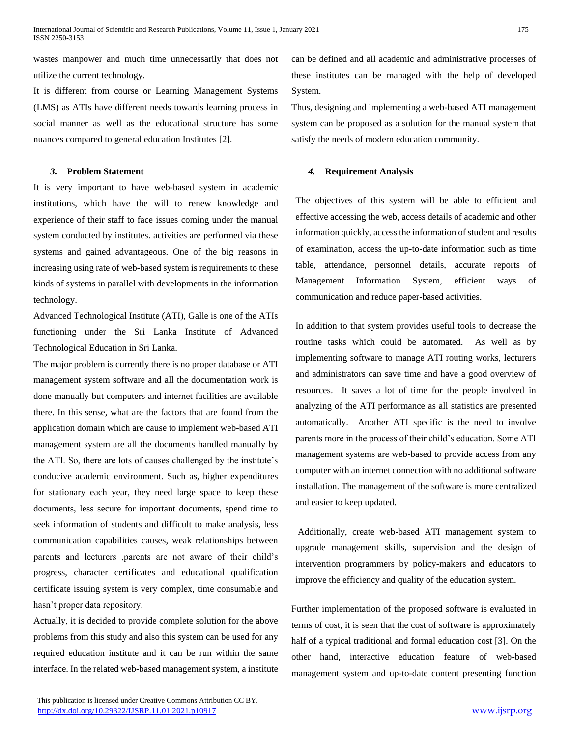wastes manpower and much time unnecessarily that does not utilize the current technology.

It is different from course or Learning Management Systems (LMS) as ATIs have different needs towards learning process in social manner as well as the educational structure has some nuances compared to general education Institutes [2].

### *3.* Problem Statement

It is very important to have web-based system in academic institutions, which have the will to renew knowledge and experience of their staff to face issues coming under the manual system conducted by institutes. activities are performed via these systems and gained advantageous. One of the big reasons in increasing using rate of web-based system is requirements to these kinds of systems in parallel with developments in the information technology.

Advanced Technological Institute (ATI), Galle is one of the ATIs functioning under the Sri Lanka Institute of Advanced Technological Education in Sri Lanka.

The major problem is currently there is no proper database or ATI management system software and all the documentation work is done manually but computers and internet facilities are available there. In this sense, what are the factors that are found from the application domain which are cause to implement web-based ATI management system are all the documents handled manually by the ATI. So, there are lots of causes challenged by the institute's conducive academic environment. Such as, higher expenditures for stationary each year, they need large space to keep these documents, less secure for important documents, spend time to seek information of students and difficult to make analysis, less communication capabilities causes, weak relationships between parents and lecturers ,parents are not aware of their child's progress, character certificates and educational qualification certificate issuing system is very complex, time consumable and hasn't proper data repository.

Actually, it is decided to provide complete solution for the above problems from this study and also this system can be used for any required education institute and it can be run within the same interface. In the related web-based management system, a institute can be defined and all academic and administrative processes of these institutes can be managed with the help of developed System.

Thus, designing and implementing a web-based ATI management system can be proposed as a solution for the manual system that satisfy the needs of modern education community.

### *4.* Requirement Analysis

The objectives of this system will be able to efficient and effective accessing the web, access details of academic and other information quickly, access the information of student and results of examination, access the up-to-date information such as time table, attendance, personnel details, accurate reports of Management Information System, efficient ways of communication and reduce paper-based activities.

In addition to that system provides useful tools to decrease the routine tasks which could be automated. As well as by implementing software to manage ATI routing works, lecturers and administrators can save time and have a good overview of resources. It saves a lot of time for the people involved in analyzing of the ATI performance as all statistics are presented automatically. Another ATI specific is the need to involve parents more in the process of their child's education. Some ATI management systems are web-based to provide access from any computer with an internet connection with no additional software installation. The management of the software is more centralized and easier to keep updated.

Additionally, create web-based ATI management system to upgrade management skills, supervision and the design of intervention programmers by policy-makers and educators to improve the efficiency and quality of the education system.

Further implementation of the proposed software is evaluated in terms of cost, it is seen that the cost of software is approximately half of a typical traditional and formal education cost [3]. On the other hand, interactive education feature of web-based management system and up-to-date content presenting function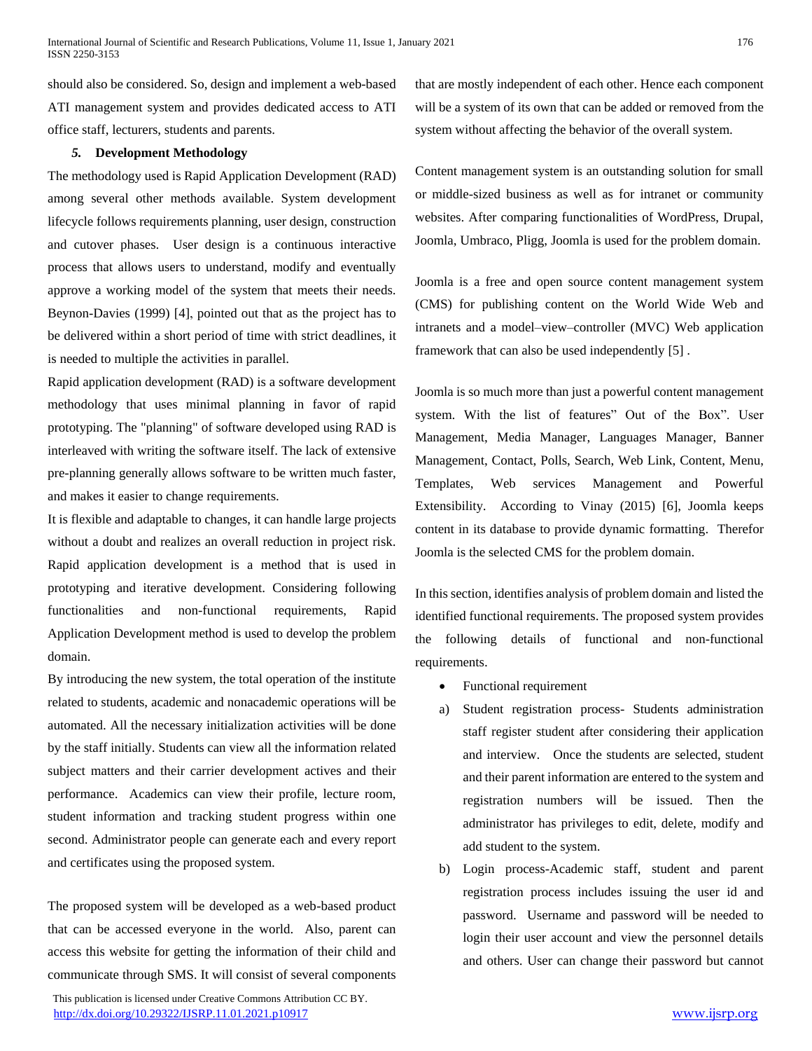should also be considered. So, design and implement a web-based ATI management system and provides dedicated access to ATI office staff, lecturers, students and parents.

### *5.* Development Methodology

The methodology used is Rapid Application Development (RAD) among several other methods available. System development lifecycle follows requirements planning, user design, construction and cutover phases. User design is a continuous interactive process that allows users to understand, modify and eventually approve a working model of the system that meets their needs. Beynon-Davies (1999) [4], pointed out that as the project has to be delivered within a short period of time with strict deadlines, it is needed to multiple the activities in parallel.

Rapid application development (RAD) is a software development methodology that uses minimal planning in favor of rapid prototyping. The "planning" of software developed using RAD is interleaved with writing the software itself. The lack of extensive pre-planning generally allows software to be written much faster, and makes it easier to change requirements.

It is flexible and adaptable to changes, it can handle large projects without a doubt and realizes an overall reduction in project risk. Rapid application development is a method that is used in prototyping and iterative development. Considering following functionalities and non-functional requirements, Rapid Application Development method is used to develop the problem domain.

By introducing the new system, the total operation of the institute related to students, academic and nonacademic operations will be automated. All the necessary initialization activities will be done by the staff initially. Students can view all the information related subject matters and their carrier development actives and their performance. Academics can view their profile, lecture room, student information and tracking student progress within one second. Administrator people can generate each and every report and certificates using the proposed system.

The proposed system will be developed as a web-based product that can be accessed everyone in the world. Also, parent can access this website for getting the information of their child and communicate through SMS. It will consist of several components that are mostly independent of each other. Hence each component will be a system of its own that can be added or removed from the system without affecting the behavior of the overall system.

Content management system is an outstanding solution for small or middle-sized business as well as for intranet or community websites. After comparing functionalities of WordPress, Drupal, Joomla, Umbraco, Pligg, Joomla is used for the problem domain.

Joomla is a free and open source content management system (CMS) for publishing content on the World Wide Web and intranets and a model–view–controller (MVC) Web application framework that can also be used independently [5] .

Joomla is so much more than just a powerful content management system. With the list of features" Out of the Box". User Management, Media Manager, Languages Manager, Banner Management, Contact, Polls, Search, Web Link, Content, Menu, Templates, Web services Management and Powerful Extensibility. According to Vinay (2015) [6], Joomla keeps content in its database to provide dynamic formatting. Therefor Joomla is the selected CMS for the problem domain.

In this section, identifies analysis of problem domain and listed the identified functional requirements. The proposed system provides the following details of functional and non-functional requirements.

- Functional requirement

a) Student registration process- Students administration staff register student after considering their application and interview. Once the students are selected, student and their parent information are entered to the system and registration numbers will be issued. Then the administrator has privileges to edit, delete, modify and add student to the system.

b) Login process-Academic staff, student and parent registration process includes issuing the user id and password. Username and password will be needed to login their user account and view the personnel details and others. User can change their password but cannot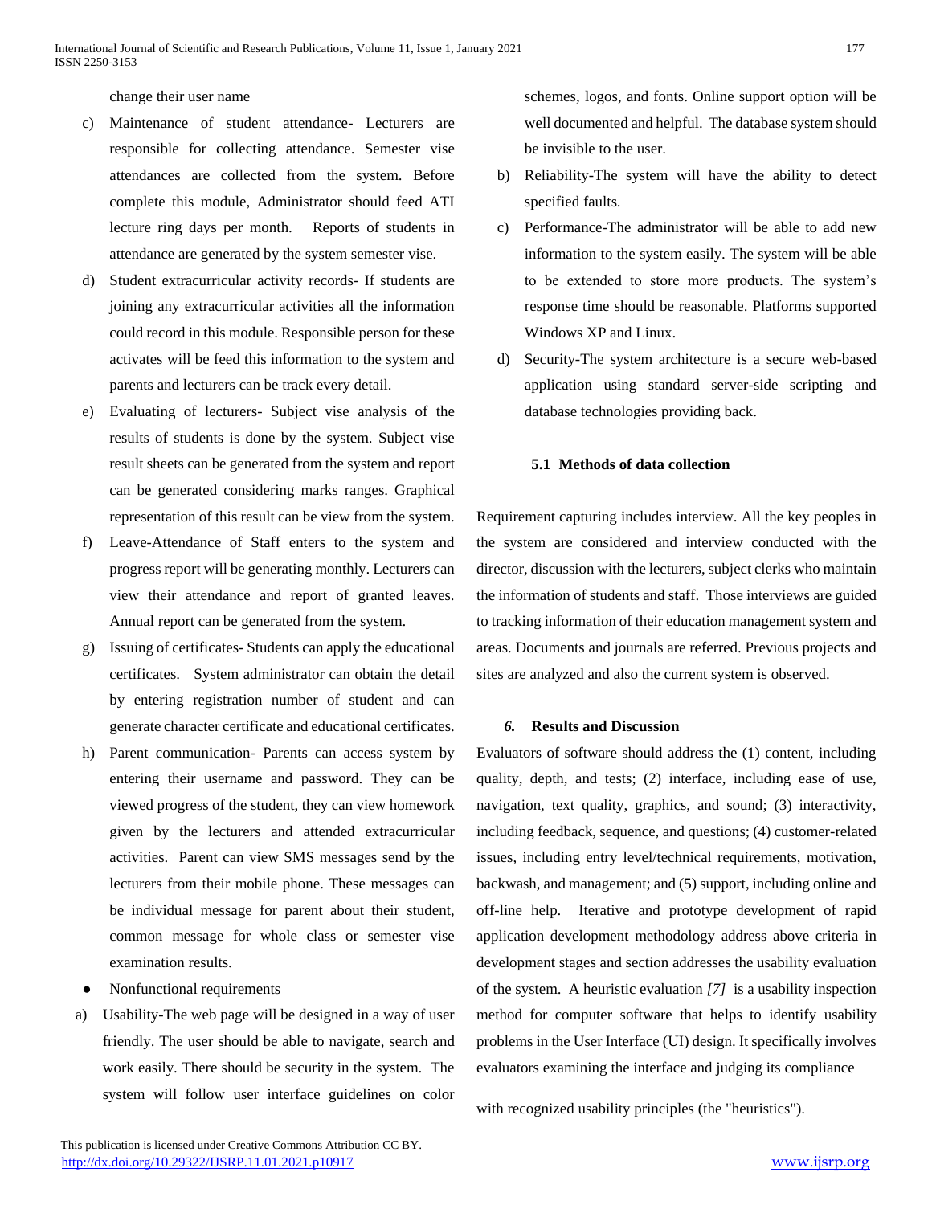change their user name

c) Maintenance of student attendance- Lecturers are responsible for collecting attendance. Semester vise attendances are collected from the system. Before complete this module, Administrator should feed ATI lecture ring days per month. Reports of students in attendance are generated by the system semester vise.

d) Student extracurricular activity records- If students are joining any extracurricular activities all the information could record in this module. Responsible person for these activates will be feed this information to the system and parents and lecturers can be track every detail.

e) Evaluating of lecturers- Subject vise analysis of the results of students is done by the system. Subject vise result sheets can be generated from the system and report can be generated considering marks ranges. Graphical representation of this result can be view from the system.

f) Leave-Attendance of Staff enters to the system and progress report will be generating monthly. Lecturers can view their attendance and report of granted leaves. Annual report can be generated from the system.

g) Issuing of certificates- Students can apply the educational certificates. System administrator can obtain the detail by entering registration number of student and can generate character certificate and educational certificates.

h) Parent communication- Parents can access system by entering their username and password. They can be viewed progress of the student, they can view homework given by the lecturers and attended extracurricular activities. Parent can view SMS messages send by the lecturers from their mobile phone. These messages can be individual message for parent about their student, common message for whole class or semester vise examination results.

- Nonfunctional requirements

a) Usability-The web page will be designed in a way of user friendly. The user should be able to navigate, search and work easily. There should be security in the system. The system will follow user interface guidelines on color schemes, logos, and fonts. Online support option will be well documented and helpful. The database system should be invisible to the user.

b) Reliability-The system will have the ability to detect specified faults.

c) Performance-The administrator will be able to add new information to the system easily. The system will be able to be extended to store more products. The system's response time should be reasonable. Platforms supported Windows XP and Linux.

d) Security-The system architecture is a secure web-based application using standard server-side scripting and database technologies providing back.

### 5.1 Methods of data collection

Requirement capturing includes interview. All the key peoples in the system are considered and interview conducted with the director, discussion with the lecturers, subject clerks who maintain the information of students and staff. Those interviews are guided to tracking information of their education management system and areas. Documents and journals are referred. Previous projects and sites are analyzed and also the current system is observed.

## *6.* Results and Discussion

Evaluators of software should address the (1) content, including quality, depth, and tests; (2) interface, including ease of use, navigation, text quality, graphics, and sound; (3) interactivity, including feedback, sequence, and questions; (4) customer-related issues, including entry level/technical requirements, motivation, backwash, and management; and (5) support, including online and off-line help. Iterative and prototype development of rapid application development methodology address above criteria in development stages and section addresses the usability evaluation of the system. A heuristic evaluation *[7]* is a usability inspection method for computer software that helps to identify usability problems in the User Interface (UI) design. It specifically involves evaluators examining the interface and judging its compliance with recognized usability principles (the "heuristics").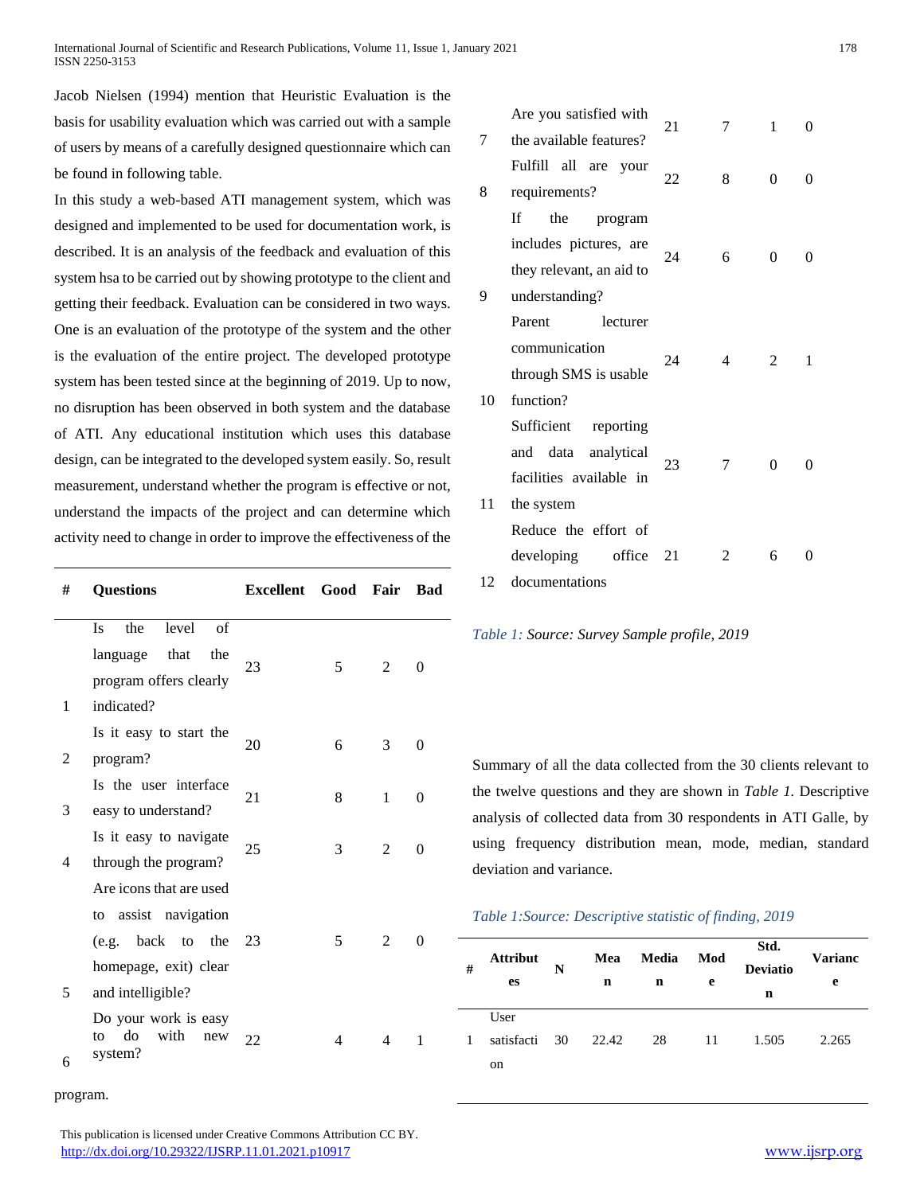Jacob Nielsen (1994) mention that Heuristic Evaluation is the basis for usability evaluation which was carried out with a sample of users by means of a carefully designed questionnaire which can be found in following table.

In this study a web-based ATI management system, which was designed and implemented to be used for documentation work, is described. It is an analysis of the feedback and evaluation of this system hsa to be carried out by showing prototype to the client and getting their feedback. Evaluation can be considered in two ways. One is an evaluation of the prototype of the system and the other is the evaluation of the entire project. The developed prototype system has been tested since at the beginning of 2019. Up to now, no disruption has been observed in both system and the database of ATI. Any educational institution which uses this database design, can be integrated to the developed system easily. So, result measurement, understand whether the program is effective or not, understand the impacts of the project and can determine which activity need to change in order to improve the effectiveness of the program.

| # | Questions | Excellent | Good | Fair | Bad |
|---|---|---|---|---|---|
| 1 | Is the level of language that the program offers clearly indicated? | 23 | 5 | 2 | 0 |
| 2 | Is it easy to start the program? | 20 | 6 | 3 | 0 |
| 3 | Is the user interface easy to understand? | 21 | 8 | 1 | 0 |
| 4 | Is it easy to navigate through the program? | 25 | 3 | 2 | 0 |
| 5 | Are icons that are used to assist navigation (e.g. back to the homepage, exit) clear and intelligible? | 23 | 5 | 2 | 0 |
| 6 | Do your work is easy to do with new system? | 22 | 4 | 4 | 1 |
| 7 | Are you satisfied with the available features? | 21 | 7 | 1 | 0 |
| 8 | Fulfill all are your requirements? | 22 | 8 | 0 | 0 |
| 9 | If the program includes pictures, are they relevant, an aid to understanding? | 24 | 6 | 0 | 0 |
| 10 | Parent lecturer communication through SMS is usable function? | 24 | 4 | 2 | 1 |
| 11 | Sufficient reporting and data analytical facilities available in the system | 23 | 7 | 0 | 0 |
| 12 | Reduce the effort of developing office documentations | 21 | 2 | 6 | 0 |

*Table 1: Source: Survey Sample profile, 2019*

Summary of all the data collected from the 30 clients relevant to the twelve questions and they are shown in *Table 1.* Descriptive analysis of collected data from 30 respondents in ATI Galle, by using frequency distribution mean, mode, median, standard deviation and variance.

*Table 1:Source: Descriptive statistic of finding, 2019*

| # | Attributes | N | Mean | Median | Mode | Std. Deviation | Variance |
|---|---|---|---|---|---|---|---|
| 1 | User satisfaction | 30 | 22.42 | 28 | 11 | 1.505 | 2.265 |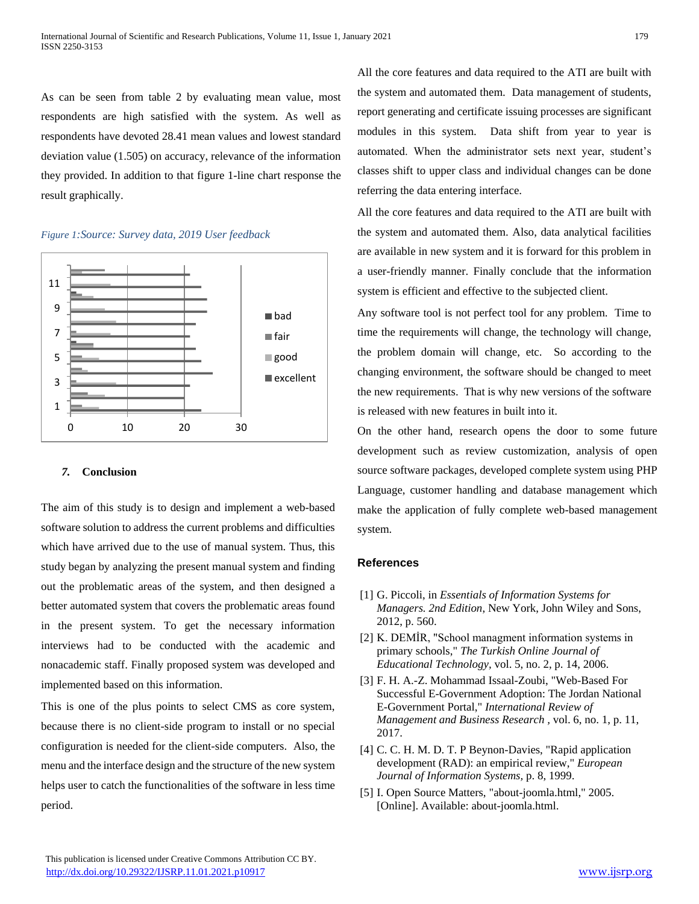As can be seen from table 2 by evaluating mean value, most respondents are high satisfied with the system. As well as respondents have devoted 28.41 mean values and lowest standard deviation value (1.505) on accuracy, relevance of the information they provided. In addition to that figure 1-line chart response the result graphically.

*Figure 1:Source: Survey data, 2019 User feedback*

## 7. Conclusion

The aim of this study is to design and implement a web-based software solution to address the current problems and difficulties which have arrived due to the use of manual system. Thus, this study began by analyzing the present manual system and finding out the problematic areas of the system, and then designed a better automated system that covers the problematic areas found in the present system. To get the necessary information interviews had to be conducted with the academic and nonacademic staff. Finally proposed system was developed and implemented based on this information.

This is one of the plus points to select CMS as core system, because there is no client-side program to install or no special configuration is needed for the client-side computers. Also, the menu and the interface design and the structure of the new system helps user to catch the functionalities of the software in less time period.

All the core features and data required to the ATI are built with the system and automated them. Data management of students, report generating and certificate issuing processes are significant modules in this system. Data shift from year to year is automated. When the administrator sets next year, student's classes shift to upper class and individual changes can be done referring the data entering interface.

All the core features and data required to the ATI are built with the system and automated them. Also, data analytical facilities are available in new system and it is forward for this problem in a user-friendly manner. Finally conclude that the information system is efficient and effective to the subjected client.

Any software tool is not perfect tool for any problem. Time to time the requirements will change, the technology will change, the problem domain will change, etc. So according to the changing environment, the software should be changed to meet the new requirements. That is why new versions of the software is released with new features in built into it.

On the other hand, research opens the door to some future development such as review customization, analysis of open source software packages, developed complete system using PHP Language, customer handling and database management which make the application of fully complete web-based management system.

## References

[1] G. Piccoli, in *Essentials of Information Systems for Managers. 2nd Edition*, New York, John Wiley and Sons, 2012, p. 560.

[2] K. DEMİR, "School managment information systems in primary schools," *The Turkish Online Journal of Educational Technology*, vol. 5, no. 2, p. 14, 2006.

[3] F. H. A.-Z. Mohammad Issaal-Zoubi, "Web-Based For Successful E-Government Adoption: The Jordan National E-Government Portal," *International Review of Management and Business Research ,* vol. 6, no. 1, p. 11, 2017.

[4] C. C. H. M. D. T. P Beynon-Davies, "Rapid application development (RAD): an empirical review," *European Journal of Information Systems*, p. 8, 1999.

[5] I. Open Source Matters, "about-joomla.html," 2005. [Online]. Available: about-joomla.html.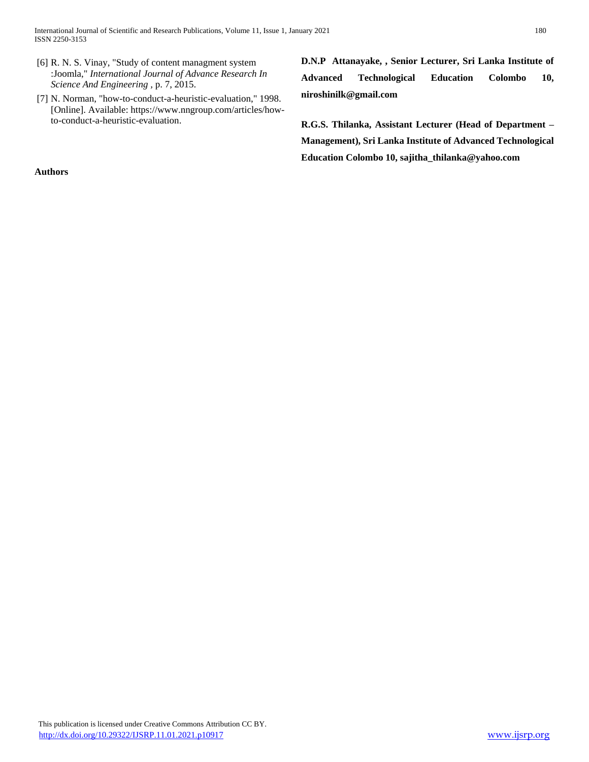[6] R. N. S. Vinay, "Study of content managment system :Joomla," *International Journal of Advance Research In Science And Engineering* , p. 7, 2015.

[7] N. Norman, "how-to-conduct-a-heuristic-evaluation," 1998. [Online]. Available: https://www.nngroup.com/articles/how-to-conduct-a-heuristic-evaluation.

**Authors**

**D.N.P Attanayake, , Senior Lecturer, Sri Lanka Institute of Advanced Technological Education Colombo 10, niroshinilk@gmail.com**

**R.G.S. Thilanka, Assistant Lecturer (Head of Department – Management), Sri Lanka Institute of Advanced Technological Education Colombo 10, sajitha_thilanka@yahoo.com**